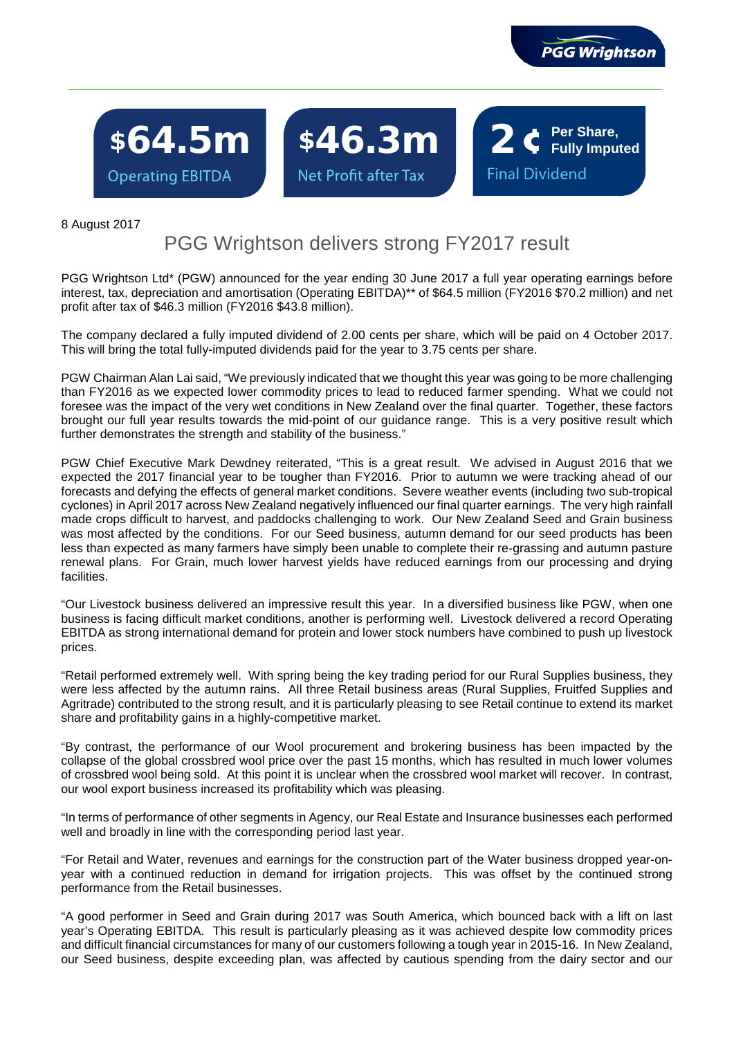**$64.5m** Operating EBITDA

**$46.3m** Net Profit after Tax

**2 ¢ Per Share, Fully Imputed** Final Dividend

8 August 2017

# PGG Wrightson delivers strong FY2017 result

PGG Wrightson Ltd* (PGW) announced for the year ending 30 June 2017 a full year operating earnings before interest, tax, depreciation and amortisation (Operating EBITDA)** of $64.5 million (FY2016 $70.2 million) and net profit after tax of $46.3 million (FY2016 $43.8 million).

The company declared a fully imputed dividend of 2.00 cents per share, which will be paid on 4 October 2017. This will bring the total fully-imputed dividends paid for the year to 3.75 cents per share.

PGW Chairman Alan Lai said, "We previously indicated that we thought this year was going to be more challenging than FY2016 as we expected lower commodity prices to lead to reduced farmer spending. What we could not foresee was the impact of the very wet conditions in New Zealand over the final quarter. Together, these factors brought our full year results towards the mid-point of our guidance range. This is a very positive result which further demonstrates the strength and stability of the business."

PGW Chief Executive Mark Dewdney reiterated, "This is a great result. We advised in August 2016 that we expected the 2017 financial year to be tougher than FY2016. Prior to autumn we were tracking ahead of our forecasts and defying the effects of general market conditions. Severe weather events (including two sub-tropical cyclones) in April 2017 across New Zealand negatively influenced our final quarter earnings. The very high rainfall made crops difficult to harvest, and paddocks challenging to work. Our New Zealand Seed and Grain business was most affected by the conditions. For our Seed business, autumn demand for our seed products has been less than expected as many farmers have simply been unable to complete their re-grassing and autumn pasture renewal plans. For Grain, much lower harvest yields have reduced earnings from our processing and drying facilities.

"Our Livestock business delivered an impressive result this year. In a diversified business like PGW, when one business is facing difficult market conditions, another is performing well. Livestock delivered a record Operating EBITDA as strong international demand for protein and lower stock numbers have combined to push up livestock prices.

"Retail performed extremely well. With spring being the key trading period for our Rural Supplies business, they were less affected by the autumn rains. All three Retail business areas (Rural Supplies, Fruitfed Supplies and Agritrade) contributed to the strong result, and it is particularly pleasing to see Retail continue to extend its market share and profitability gains in a highly-competitive market.

"By contrast, the performance of our Wool procurement and brokering business has been impacted by the collapse of the global crossbred wool price over the past 15 months, which has resulted in much lower volumes of crossbred wool being sold. At this point it is unclear when the crossbred wool market will recover. In contrast, our wool export business increased its profitability which was pleasing.

"In terms of performance of other segments in Agency, our Real Estate and Insurance businesses each performed well and broadly in line with the corresponding period last year.

"For Retail and Water, revenues and earnings for the construction part of the Water business dropped year-on-year with a continued reduction in demand for irrigation projects. This was offset by the continued strong performance from the Retail businesses.

"A good performer in Seed and Grain during 2017 was South America, which bounced back with a lift on last year's Operating EBITDA. This result is particularly pleasing as it was achieved despite low commodity prices and difficult financial circumstances for many of our customers following a tough year in 2015-16. In New Zealand, our Seed business, despite exceeding plan, was affected by cautious spending from the dairy sector and our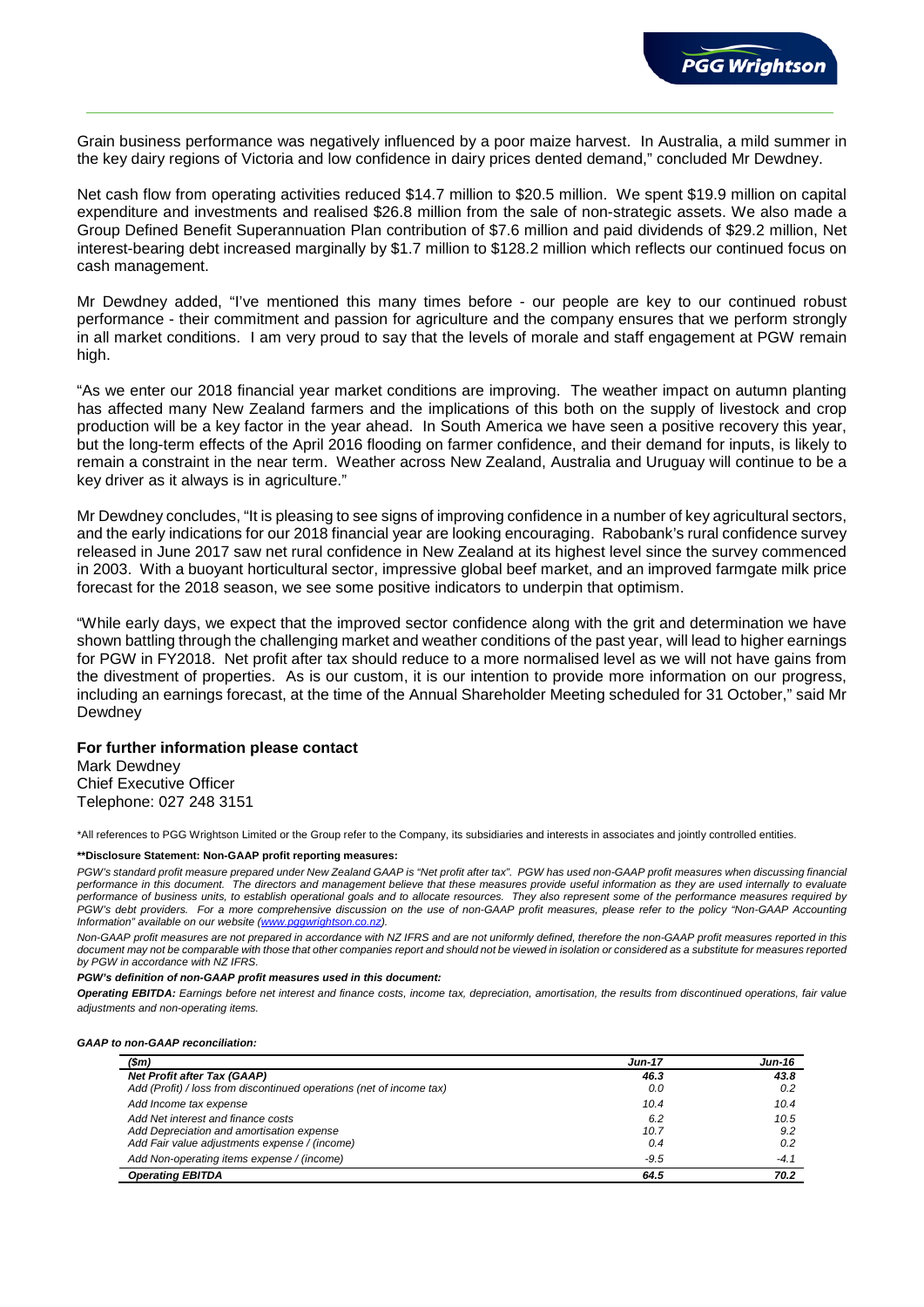Grain business performance was negatively influenced by a poor maize harvest. In Australia, a mild summer in the key dairy regions of Victoria and low confidence in dairy prices dented demand," concluded Mr Dewdney.

Net cash flow from operating activities reduced $14.7 million to $20.5 million. We spent $19.9 million on capital expenditure and investments and realised $26.8 million from the sale of non-strategic assets. We also made a Group Defined Benefit Superannuation Plan contribution of $7.6 million and paid dividends of $29.2 million, Net interest-bearing debt increased marginally by $1.7 million to $128.2 million which reflects our continued focus on cash management.

Mr Dewdney added, "I've mentioned this many times before - our people are key to our continued robust performance - their commitment and passion for agriculture and the company ensures that we perform strongly in all market conditions. I am very proud to say that the levels of morale and staff engagement at PGW remain high.

"As we enter our 2018 financial year market conditions are improving. The weather impact on autumn planting has affected many New Zealand farmers and the implications of this both on the supply of livestock and crop production will be a key factor in the year ahead. In South America we have seen a positive recovery this year, but the long-term effects of the April 2016 flooding on farmer confidence, and their demand for inputs, is likely to remain a constraint in the near term. Weather across New Zealand, Australia and Uruguay will continue to be a key driver as it always is in agriculture."

Mr Dewdney concludes, "It is pleasing to see signs of improving confidence in a number of key agricultural sectors, and the early indications for our 2018 financial year are looking encouraging. Rabobank's rural confidence survey released in June 2017 saw net rural confidence in New Zealand at its highest level since the survey commenced in 2003. With a buoyant horticultural sector, impressive global beef market, and an improved farmgate milk price forecast for the 2018 season, we see some positive indicators to underpin that optimism.

"While early days, we expect that the improved sector confidence along with the grit and determination we have shown battling through the challenging market and weather conditions of the past year, will lead to higher earnings for PGW in FY2018. Net profit after tax should reduce to a more normalised level as we will not have gains from the divestment of properties. As is our custom, it is our intention to provide more information on our progress, including an earnings forecast, at the time of the Annual Shareholder Meeting scheduled for 31 October," said Mr Dewdney

**For further information please contact**
Mark Dewdney
Chief Executive Officer
Telephone: 027 248 3151

*All references to PGG Wrightson Limited or the Group refer to the Company, its subsidiaries and interests in associates and jointly controlled entities.

**\*\*Disclosure Statement: Non-GAAP profit reporting measures:**

*PGW's standard profit measure prepared under New Zealand GAAP is "Net profit after tax". PGW has used non-GAAP profit measures when discussing financial performance in this document. The directors and management believe that these measures provide useful information as they are used internally to evaluate performance of business units, to establish operational goals and to allocate resources. They also represent some of the performance measures required by PGW's debt providers. For a more comprehensive discussion on the use of non-GAAP profit measures, please refer to the policy "Non-GAAP Accounting Information" available on our website (www.pgwrightson.co.nz).*

*Non-GAAP profit measures are not prepared in accordance with NZ IFRS and are not uniformly defined, therefore the non-GAAP profit measures reported in this document may not be comparable with those that other companies report and should not be viewed in isolation or considered as a substitute for measures reported by PGW in accordance with NZ IFRS.*

***PGW's definition of non-GAAP profit measures used in this document:***

***Operating EBITDA:*** *Earnings before net interest and finance costs, income tax, depreciation, amortisation, the results from discontinued operations, fair value adjustments and non-operating items.*

***GAAP to non-GAAP reconciliation:***

| *($m)* | *Jun-17* | *Jun-16* |
|---|---|---|
| ***Net Profit after Tax (GAAP)*** | ***46.3*** | ***43.8*** |
| *Add (Profit) / loss from discontinued operations (net of income tax)* | *0.0* | *0.2* |
| *Add Income tax expense* | *10.4* | *10.4* |
| *Add Net interest and finance costs* | *6.2* | *10.5* |
| *Add Depreciation and amortisation expense* | *10.7* | *9.2* |
| *Add Fair value adjustments expense / (income)* | *0.4* | *0.2* |
| *Add Non-operating items expense / (income)* | *-9.5* | *-4.1* |
| ***Operating EBITDA*** | ***64.5*** | ***70.2*** |